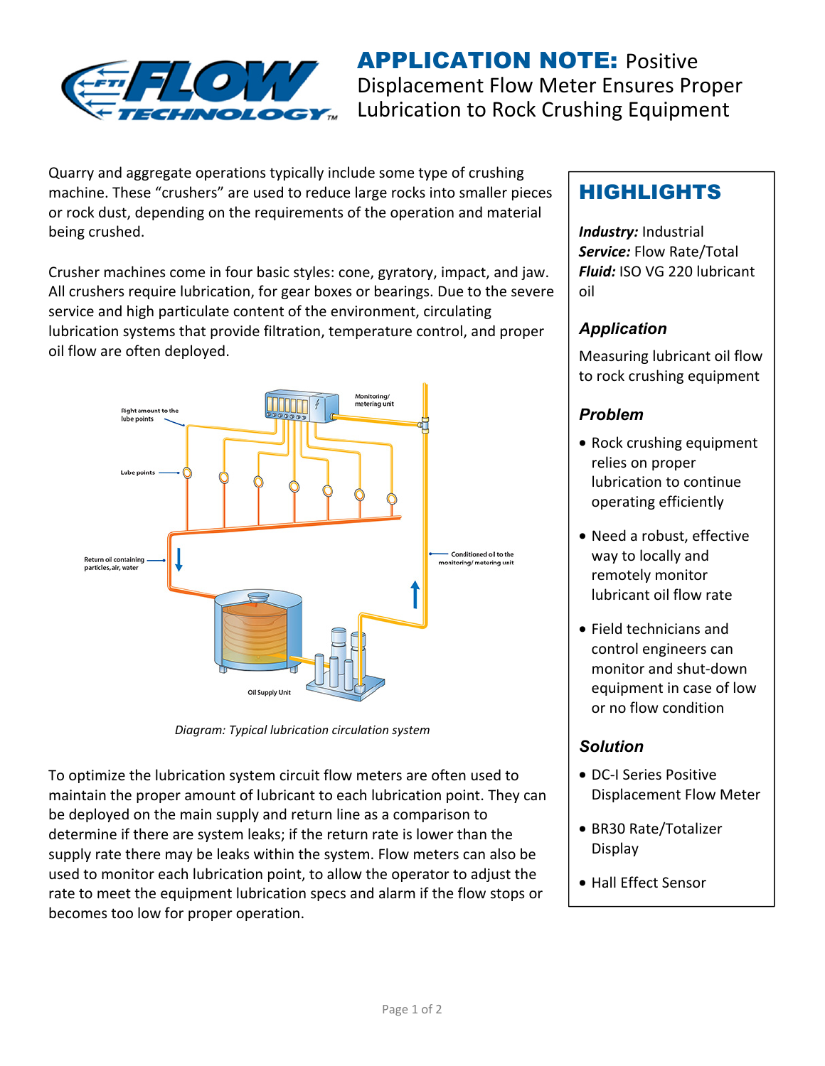# APPLICATION NOTE: Positive Displacement Flow Meter Ensures Proper Lubrication to Rock Crushing Equipment

Quarry and aggregate operations typically include some type of crushing machine. These “crushers” are used to reduce large rocks into smaller pieces or rock dust, depending on the requirements of the operation and material being crushed.

Crusher machines come in four basic styles: cone, gyratory, impact, and jaw. All crushers require lubrication, for gear boxes or bearings. Due to the severe service and high particulate content of the environment, circulating lubrication systems that provide filtration, temperature control, and proper oil flow are often deployed.

*Diagram: Typical lubrication circulation system*

To optimize the lubrication system circuit flow meters are often used to maintain the proper amount of lubricant to each lubrication point. They can be deployed on the main supply and return line as a comparison to determine if there are system leaks; if the return rate is lower than the supply rate there may be leaks within the system. Flow meters can also be used to monitor each lubrication point, to allow the operator to adjust the rate to meet the equipment lubrication specs and alarm if the flow stops or becomes too low for proper operation.

## HIGHLIGHTS

***Industry:*** Industrial
***Service:*** Flow Rate/Total
***Fluid:*** ISO VG 220 lubricant oil

### Application

Measuring lubricant oil flow to rock crushing equipment

### Problem

- Rock crushing equipment relies on proper lubrication to continue operating efficiently
- Need a robust, effective way to locally and remotely monitor lubricant oil flow rate
- Field technicians and control engineers can monitor and shut-down equipment in case of low or no flow condition

### Solution

- DC-I Series Positive Displacement Flow Meter
- BR30 Rate/Totalizer Display
- Hall Effect Sensor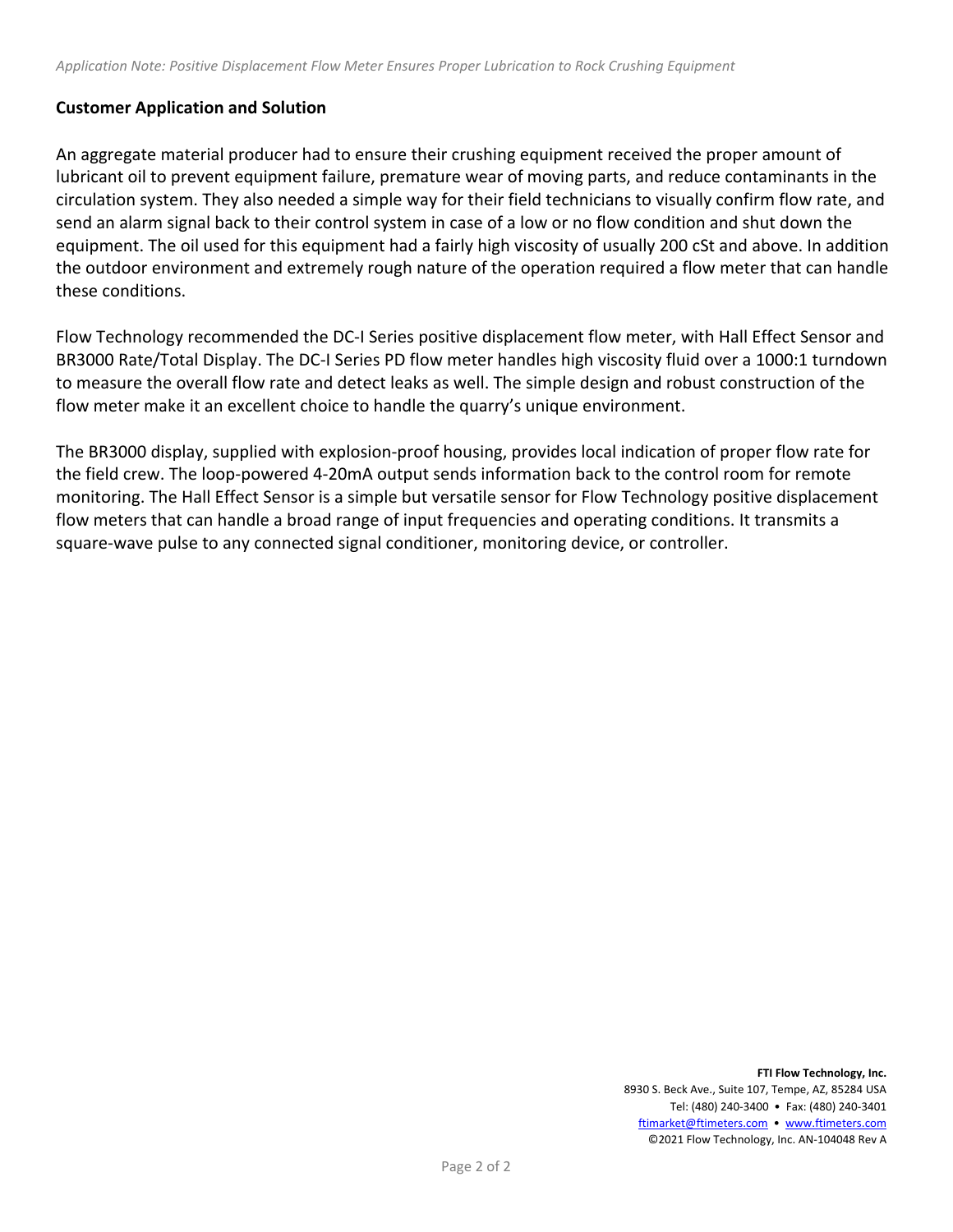## Customer Application and Solution

An aggregate material producer had to ensure their crushing equipment received the proper amount of lubricant oil to prevent equipment failure, premature wear of moving parts, and reduce contaminants in the circulation system. They also needed a simple way for their field technicians to visually confirm flow rate, and send an alarm signal back to their control system in case of a low or no flow condition and shut down the equipment. The oil used for this equipment had a fairly high viscosity of usually 200 cSt and above. In addition the outdoor environment and extremely rough nature of the operation required a flow meter that can handle these conditions.

Flow Technology recommended the DC-I Series positive displacement flow meter, with Hall Effect Sensor and BR3000 Rate/Total Display. The DC-I Series PD flow meter handles high viscosity fluid over a 1000:1 turndown to measure the overall flow rate and detect leaks as well. The simple design and robust construction of the flow meter make it an excellent choice to handle the quarry's unique environment.

The BR3000 display, supplied with explosion-proof housing, provides local indication of proper flow rate for the field crew. The loop-powered 4-20mA output sends information back to the control room for remote monitoring. The Hall Effect Sensor is a simple but versatile sensor for Flow Technology positive displacement flow meters that can handle a broad range of input frequencies and operating conditions. It transmits a square-wave pulse to any connected signal conditioner, monitoring device, or controller.

**FTI Flow Technology, Inc.**
8930 S. Beck Ave., Suite 107, Tempe, AZ, 85284 USA
Tel: (480) 240-3400 • Fax: (480) 240-3401
ftimarket@ftimeters.com • www.ftimeters.com
©2021 Flow Technology, Inc. AN-104048 Rev A